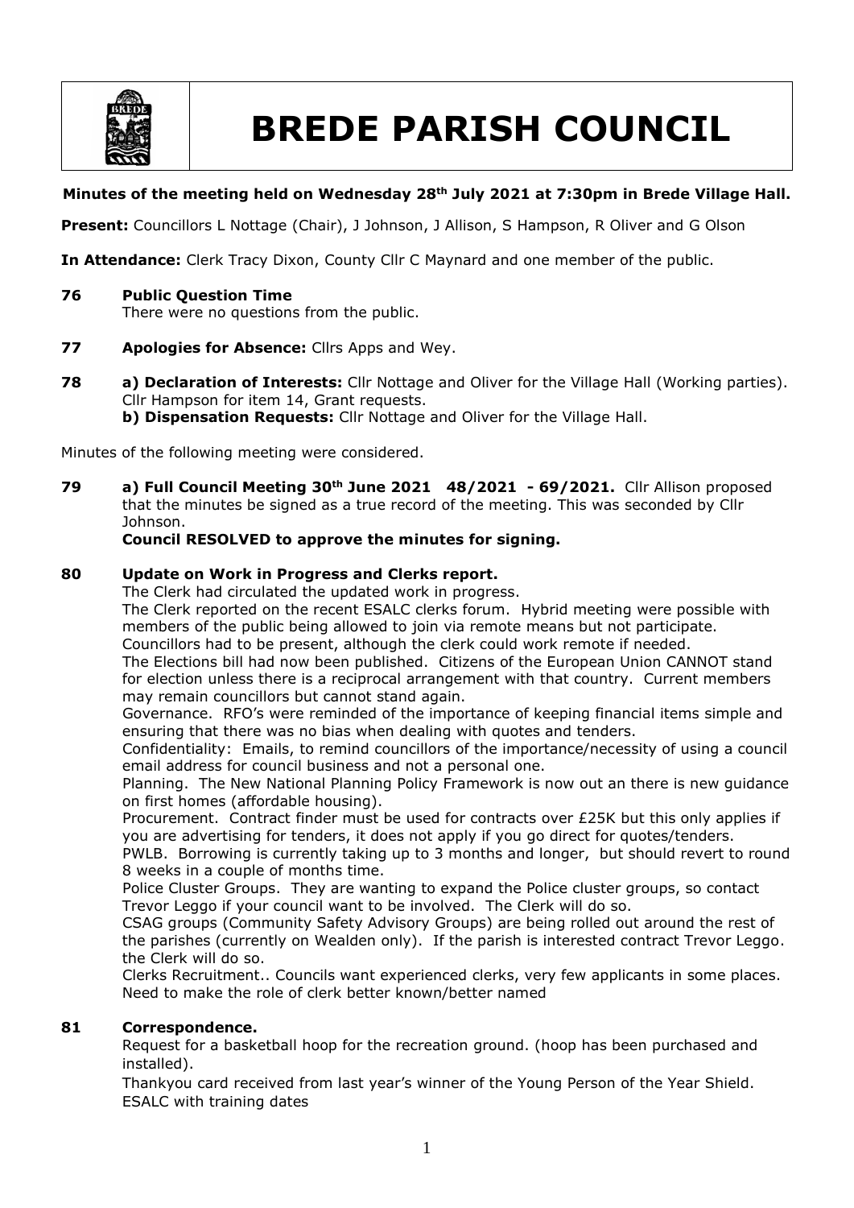# BREDE PARISH COUNCIL

**Minutes of the meeting held on Wednesday 28th July 2021 at 7:30pm in Brede Village Hall.**

**Present:** Councillors L Nottage (Chair), J Johnson, J Allison, S Hampson, R Oliver and G Olson

**In Attendance:** Clerk Tracy Dixon, County Cllr C Maynard and one member of the public.

**76 Public Question Time**

There were no questions from the public.

**77 Apologies for Absence:** Cllrs Apps and Wey.

**78 a) Declaration of Interests:** Cllr Nottage and Oliver for the Village Hall (Working parties). Cllr Hampson for item 14, Grant requests.

**b) Dispensation Requests:** Cllr Nottage and Oliver for the Village Hall.

Minutes of the following meeting were considered.

**79 a) Full Council Meeting 30th June 2021 48/2021 - 69/2021.** Cllr Allison proposed that the minutes be signed as a true record of the meeting. This was seconded by Cllr Johnson.

**Council RESOLVED to approve the minutes for signing.**

**80 Update on Work in Progress and Clerks report.**

The Clerk had circulated the updated work in progress.

The Clerk reported on the recent ESALC clerks forum. Hybrid meeting were possible with members of the public being allowed to join via remote means but not participate. Councillors had to be present, although the clerk could work remote if needed.

The Elections bill had now been published. Citizens of the European Union CANNOT stand for election unless there is a reciprocal arrangement with that country. Current members may remain councillors but cannot stand again.

Governance. RFO's were reminded of the importance of keeping financial items simple and ensuring that there was no bias when dealing with quotes and tenders.

Confidentiality: Emails, to remind councillors of the importance/necessity of using a council email address for council business and not a personal one.

Planning. The New National Planning Policy Framework is now out an there is new guidance on first homes (affordable housing).

Procurement. Contract finder must be used for contracts over £25K but this only applies if you are advertising for tenders, it does not apply if you go direct for quotes/tenders.

PWLB. Borrowing is currently taking up to 3 months and longer, but should revert to round 8 weeks in a couple of months time.

Police Cluster Groups. They are wanting to expand the Police cluster groups, so contact Trevor Leggo if your council want to be involved. The Clerk will do so.

CSAG groups (Community Safety Advisory Groups) are being rolled out around the rest of the parishes (currently on Wealden only). If the parish is interested contract Trevor Leggo. the Clerk will do so.

Clerks Recruitment.. Councils want experienced clerks, very few applicants in some places. Need to make the role of clerk better known/better named

**81 Correspondence.**

Request for a basketball hoop for the recreation ground. (hoop has been purchased and installed).

Thankyou card received from last year's winner of the Young Person of the Year Shield.

ESALC with training dates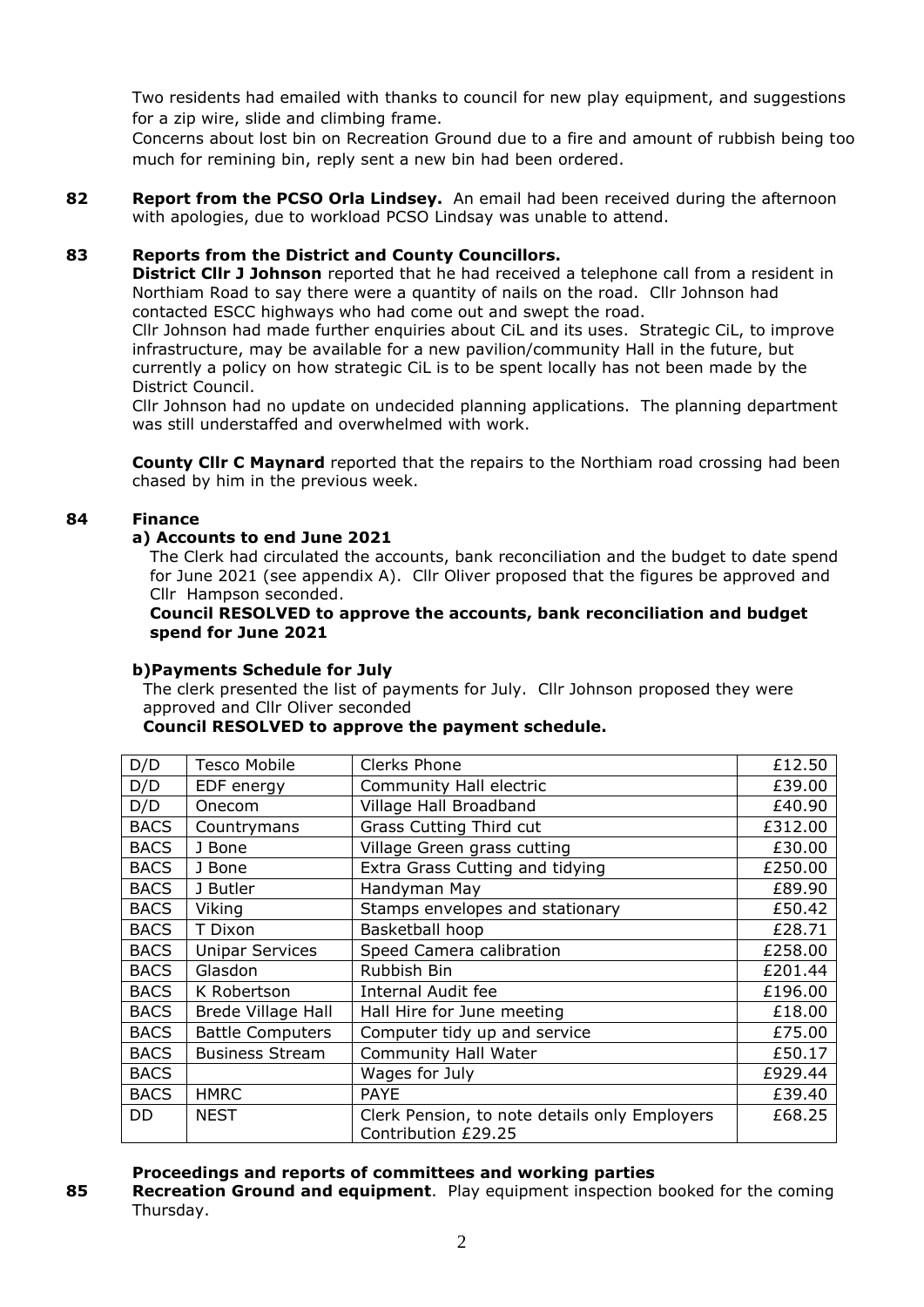Two residents had emailed with thanks to council for new play equipment, and suggestions for a zip wire, slide and climbing frame.

Concerns about lost bin on Recreation Ground due to a fire and amount of rubbish being too much for remining bin, reply sent a new bin had been ordered.

**82 Report from the PCSO Orla Lindsey.** An email had been received during the afternoon with apologies, due to workload PCSO Lindsay was unable to attend.

**83 Reports from the District and County Councillors.**

**District Cllr J Johnson** reported that he had received a telephone call from a resident in Northiam Road to say there were a quantity of nails on the road. Cllr Johnson had contacted ESCC highways who had come out and swept the road.

Cllr Johnson had made further enquiries about CiL and its uses. Strategic CiL, to improve infrastructure, may be available for a new pavilion/community Hall in the future, but currently a policy on how strategic CiL is to be spent locally has not been made by the District Council.

Cllr Johnson had no update on undecided planning applications. The planning department was still understaffed and overwhelmed with work.

**County Cllr C Maynard** reported that the repairs to the Northiam road crossing had been chased by him in the previous week.

**84 Finance**

**a) Accounts to end June 2021**

The Clerk had circulated the accounts, bank reconciliation and the budget to date spend for June 2021 (see appendix A). Cllr Oliver proposed that the figures be approved and Cllr Hampson seconded.

**Council RESOLVED to approve the accounts, bank reconciliation and budget spend for June 2021**

**b)Payments Schedule for July**

The clerk presented the list of payments for July. Cllr Johnson proposed they were approved and Cllr Oliver seconded

**Council RESOLVED to approve the payment schedule.**

| D/D | Tesco Mobile | Clerks Phone | £12.50 |
|---|---|---|---|
| D/D | EDF energy | Community Hall electric | £39.00 |
| D/D | Onecom | Village Hall Broadband | £40.90 |
| BACS | Countrymans | Grass Cutting Third cut | £312.00 |
| BACS | J Bone | Village Green grass cutting | £30.00 |
| BACS | J Bone | Extra Grass Cutting and tidying | £250.00 |
| BACS | J Butler | Handyman May | £89.90 |
| BACS | Viking | Stamps envelopes and stationary | £50.42 |
| BACS | T Dixon | Basketball hoop | £28.71 |
| BACS | Unipar Services | Speed Camera calibration | £258.00 |
| BACS | Glasdon | Rubbish Bin | £201.44 |
| BACS | K Robertson | Internal Audit fee | £196.00 |
| BACS | Brede Village Hall | Hall Hire for June meeting | £18.00 |
| BACS | Battle Computers | Computer tidy up and service | £75.00 |
| BACS | Business Stream | Community Hall Water | £50.17 |
| BACS | | Wages for July | £929.44 |
| BACS | HMRC | PAYE | £39.40 |
| DD | NEST | Clerk Pension, to note details only Employers Contribution £29.25 | £68.25 |

**Proceedings and reports of committees and working parties**

**85 Recreation Ground and equipment**. Play equipment inspection booked for the coming Thursday.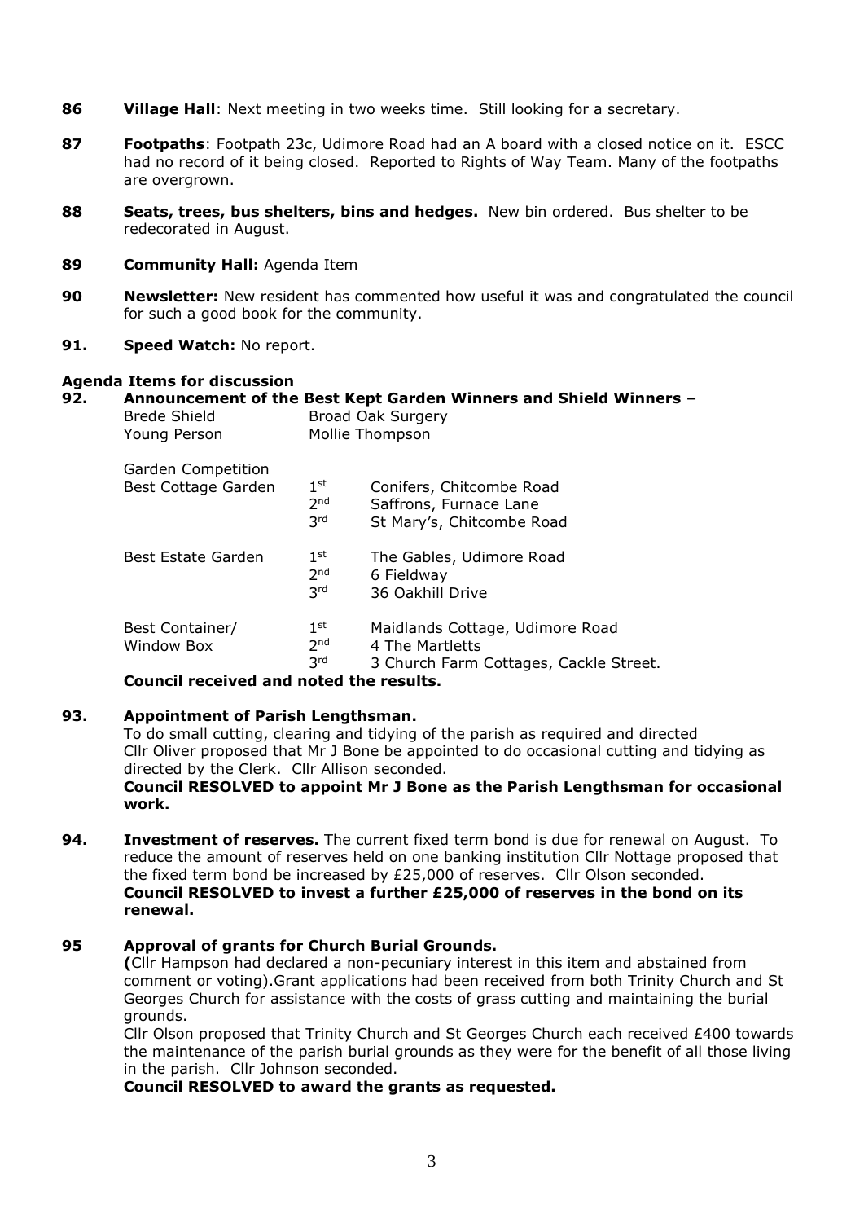**86** **Village Hall**: Next meeting in two weeks time. Still looking for a secretary.

**87** **Footpaths**: Footpath 23c, Udimore Road had an A board with a closed notice on it. ESCC had no record of it being closed. Reported to Rights of Way Team. Many of the footpaths are overgrown.

**88** **Seats, trees, bus shelters, bins and hedges.** New bin ordered. Bus shelter to be redecorated in August.

**89** **Community Hall:** Agenda Item

**90** **Newsletter:** New resident has commented how useful it was and congratulated the council for such a good book for the community.

**91.** **Speed Watch:** No report.

**Agenda Items for discussion**

**92.** **Announcement of the Best Kept Garden Winners and Shield Winners –**

| | | |
|---|---|---|
| Brede Shield | Broad Oak Surgery | |
| Young Person | Mollie Thompson | |
| Garden Competition | | |
| Best Cottage Garden | 1st | Conifers, Chitcombe Road |
| | 2nd | Saffrons, Furnace Lane |
| | 3rd | St Mary's, Chitcombe Road |
| Best Estate Garden | 1st | The Gables, Udimore Road |
| | 2nd | 6 Fieldway |
| | 3rd | 36 Oakhill Drive |
| Best Container/ Window Box | 1st | Maidlands Cottage, Udimore Road |
| | 2nd | 4 The Martletts |
| | 3rd | 3 Church Farm Cottages, Cackle Street. |

**Council received and noted the results.**

**93.** **Appointment of Parish Lengthsman.**
To do small cutting, clearing and tidying of the parish as required and directed
Cllr Oliver proposed that Mr J Bone be appointed to do occasional cutting and tidying as directed by the Clerk. Cllr Allison seconded.
**Council RESOLVED to appoint Mr J Bone as the Parish Lengthsman for occasional work.**

**94.** **Investment of reserves.** The current fixed term bond is due for renewal on August. To reduce the amount of reserves held on one banking institution Cllr Nottage proposed that the fixed term bond be increased by £25,000 of reserves. Cllr Olson seconded.
**Council RESOLVED to invest a further £25,000 of reserves in the bond on its renewal.**

**95** **Approval of grants for Church Burial Grounds.**
**(**Cllr Hampson had declared a non-pecuniary interest in this item and abstained from comment or voting).Grant applications had been received from both Trinity Church and St Georges Church for assistance with the costs of grass cutting and maintaining the burial grounds.
Cllr Olson proposed that Trinity Church and St Georges Church each received £400 towards the maintenance of the parish burial grounds as they were for the benefit of all those living in the parish. Cllr Johnson seconded.
**Council RESOLVED to award the grants as requested.**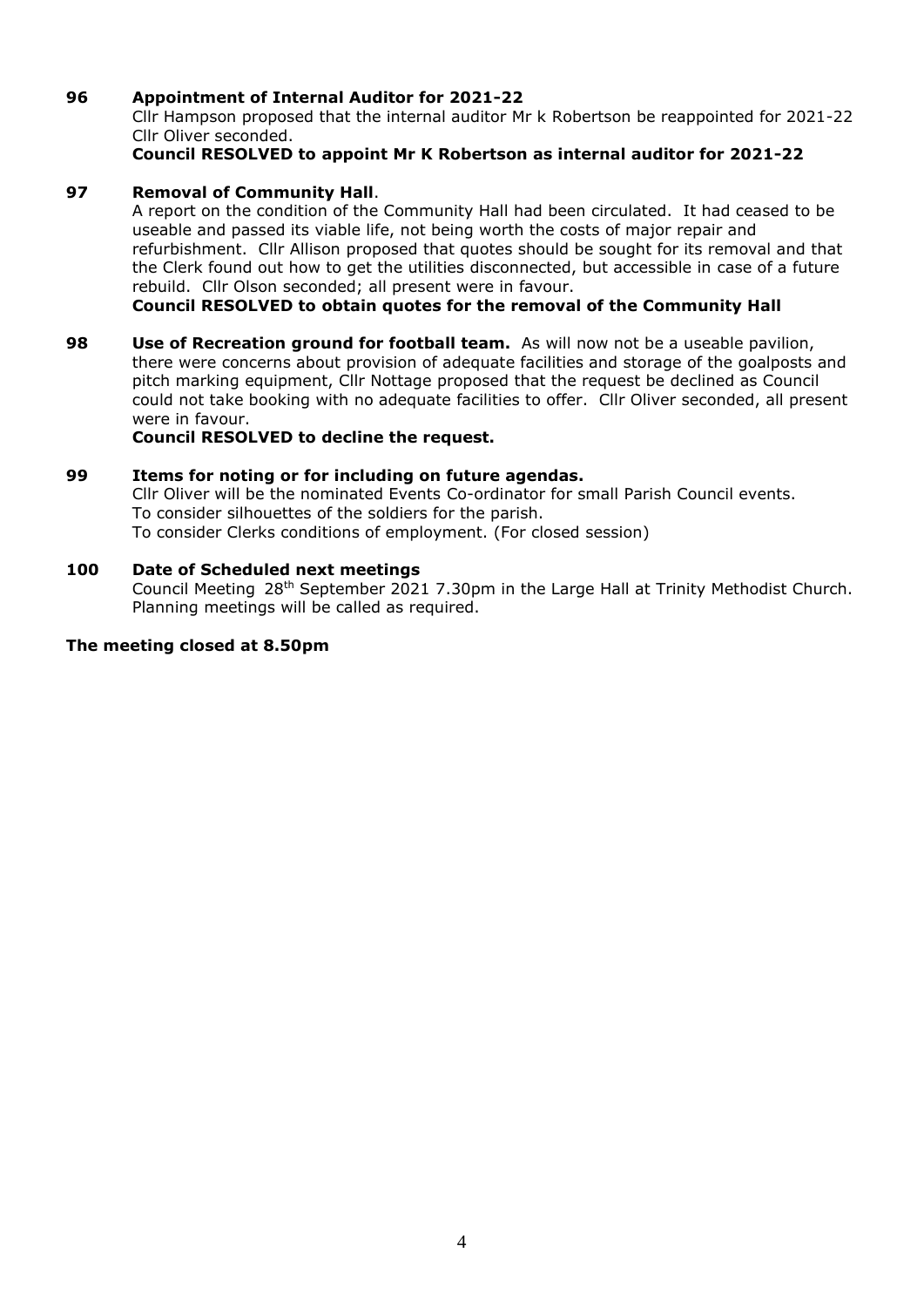**96 Appointment of Internal Auditor for 2021-22**

Cllr Hampson proposed that the internal auditor Mr k Robertson be reappointed for 2021-22 Cllr Oliver seconded.

**Council RESOLVED to appoint Mr K Robertson as internal auditor for 2021-22**

**97 Removal of Community Hall**.

A report on the condition of the Community Hall had been circulated. It had ceased to be useable and passed its viable life, not being worth the costs of major repair and refurbishment. Cllr Allison proposed that quotes should be sought for its removal and that the Clerk found out how to get the utilities disconnected, but accessible in case of a future rebuild. Cllr Olson seconded; all present were in favour.

**Council RESOLVED to obtain quotes for the removal of the Community Hall**

**98 Use of Recreation ground for football team.** As will now not be a useable pavilion, there were concerns about provision of adequate facilities and storage of the goalposts and pitch marking equipment, Cllr Nottage proposed that the request be declined as Council could not take booking with no adequate facilities to offer. Cllr Oliver seconded, all present were in favour.

**Council RESOLVED to decline the request.**

**99 Items for noting or for including on future agendas.**

Cllr Oliver will be the nominated Events Co-ordinator for small Parish Council events.
To consider silhouettes of the soldiers for the parish.
To consider Clerks conditions of employment. (For closed session)

**100 Date of Scheduled next meetings**

Council Meeting 28th September 2021 7.30pm in the Large Hall at Trinity Methodist Church.
Planning meetings will be called as required.

**The meeting closed at 8.50pm**